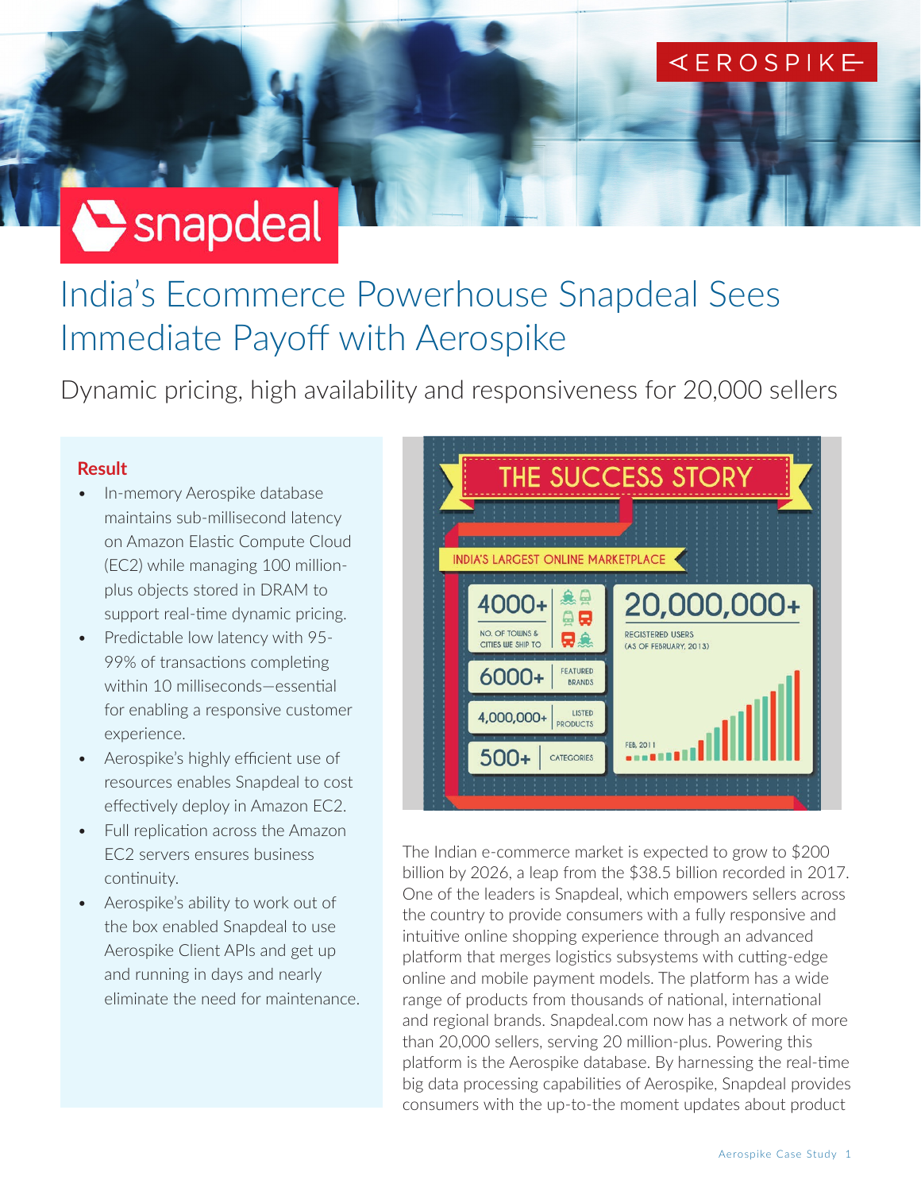# India's Ecommerce Powerhouse Snapdeal Sees Immediate Payoff with Aerospike

Dynamic pricing, high availability and responsiveness for 20,000 sellers

**Result**

- In-memory Aerospike database maintains sub-millisecond latency on Amazon Elastic Compute Cloud (EC2) while managing 100 million-plus objects stored in DRAM to support real-time dynamic pricing.
- Predictable low latency with 95-99% of transactions completing within 10 milliseconds—essential for enabling a responsive customer experience.
- Aerospike's highly efficient use of resources enables Snapdeal to cost effectively deploy in Amazon EC2.
- Full replication across the Amazon EC2 servers ensures business continuity.
- Aerospike's ability to work out of the box enabled Snapdeal to use Aerospike Client APIs and get up and running in days and nearly eliminate the need for maintenance.

**THE SUCCESS STORY**

INDIA'S LARGEST ONLINE MARKETPLACE

- 4000+ — No. of towns & cities we ship to
- 6000+ — Featured brands
- 4,000,000+ — Listed products
- 500+ — Categories
- 20,000,000+ — Registered users (as of February, 2013)

The Indian e-commerce market is expected to grow to $200 billion by 2026, a leap from the $38.5 billion recorded in 2017. One of the leaders is Snapdeal, which empowers sellers across the country to provide consumers with a fully responsive and intuitive online shopping experience through an advanced platform that merges logistics subsystems with cutting-edge online and mobile payment models. The platform has a wide range of products from thousands of national, international and regional brands. Snapdeal.com now has a network of more than 20,000 sellers, serving 20 million-plus. Powering this platform is the Aerospike database. By harnessing the real-time big data processing capabilities of Aerospike, Snapdeal provides consumers with the up-to-the moment updates about product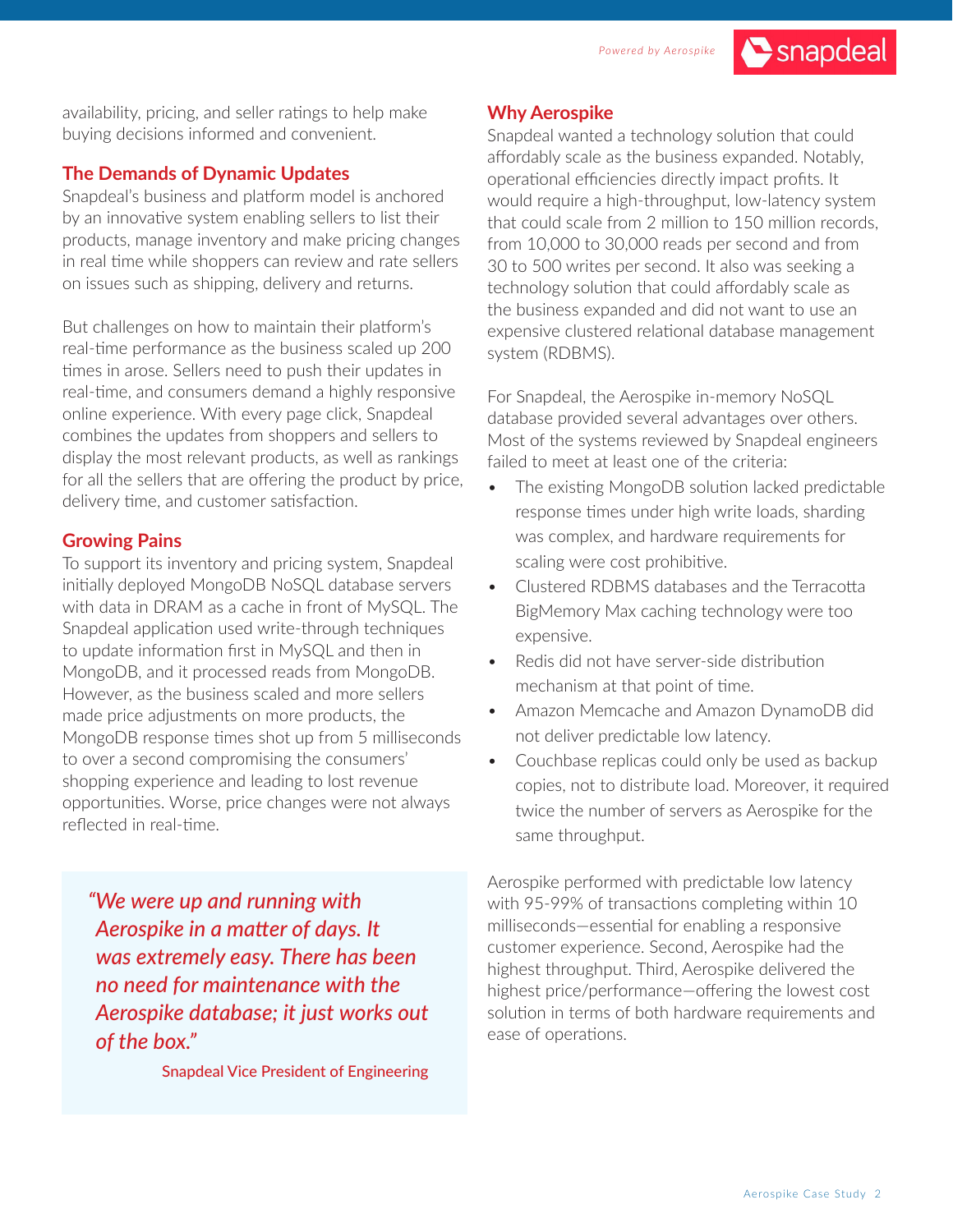availability, pricing, and seller ratings to help make buying decisions informed and convenient.

## The Demands of Dynamic Updates

Snapdeal's business and platform model is anchored by an innovative system enabling sellers to list their products, manage inventory and make pricing changes in real time while shoppers can review and rate sellers on issues such as shipping, delivery and returns.

But challenges on how to maintain their platform's real-time performance as the business scaled up 200 times in arose. Sellers need to push their updates in real-time, and consumers demand a highly responsive online experience. With every page click, Snapdeal combines the updates from shoppers and sellers to display the most relevant products, as well as rankings for all the sellers that are offering the product by price, delivery time, and customer satisfaction.

## Growing Pains

To support its inventory and pricing system, Snapdeal initially deployed MongoDB NoSQL database servers with data in DRAM as a cache in front of MySQL. The Snapdeal application used write-through techniques to update information first in MySQL and then in MongoDB, and it processed reads from MongoDB. However, as the business scaled and more sellers made price adjustments on more products, the MongoDB response times shot up from 5 milliseconds to over a second compromising the consumers' shopping experience and leading to lost revenue opportunities. Worse, price changes were not always reflected in real-time.

> *"We were up and running with Aerospike in a matter of days. It was extremely easy. There has been no need for maintenance with the Aerospike database; it just works out of the box."*
>
> Snapdeal Vice President of Engineering

## Why Aerospike

Snapdeal wanted a technology solution that could affordably scale as the business expanded. Notably, operational efficiencies directly impact profits. It would require a high-throughput, low-latency system that could scale from 2 million to 150 million records, from 10,000 to 30,000 reads per second and from 30 to 500 writes per second. It also was seeking a technology solution that could affordably scale as the business expanded and did not want to use an expensive clustered relational database management system (RDBMS).

For Snapdeal, the Aerospike in-memory NoSQL database provided several advantages over others. Most of the systems reviewed by Snapdeal engineers failed to meet at least one of the criteria:

- The existing MongoDB solution lacked predictable response times under high write loads, sharding was complex, and hardware requirements for scaling were cost prohibitive.
- Clustered RDBMS databases and the Terracotta BigMemory Max caching technology were too expensive.
- Redis did not have server-side distribution mechanism at that point of time.
- Amazon Memcache and Amazon DynamoDB did not deliver predictable low latency.
- Couchbase replicas could only be used as backup copies, not to distribute load. Moreover, it required twice the number of servers as Aerospike for the same throughput.

Aerospike performed with predictable low latency with 95-99% of transactions completing within 10 milliseconds—essential for enabling a responsive customer experience. Second, Aerospike had the highest throughput. Third, Aerospike delivered the highest price/performance—offering the lowest cost solution in terms of both hardware requirements and ease of operations.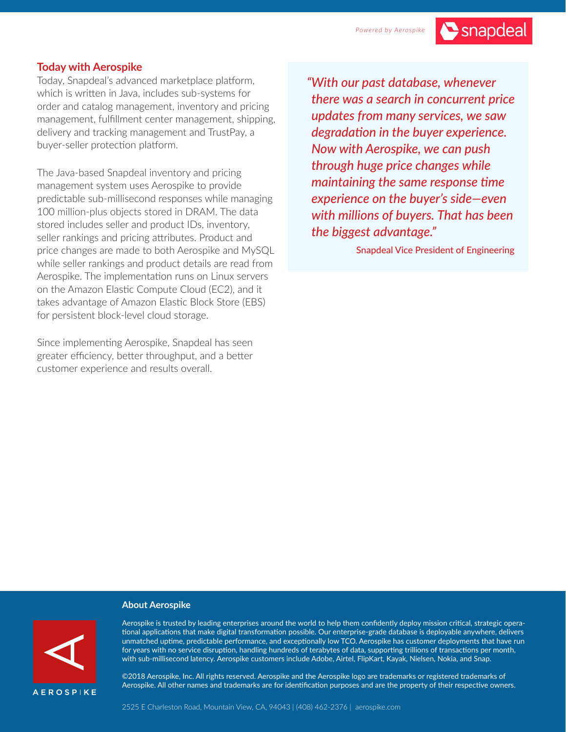## Today with Aerospike

Today, Snapdeal's advanced marketplace platform, which is written in Java, includes sub-systems for order and catalog management, inventory and pricing management, fulfillment center management, shipping, delivery and tracking management and TrustPay, a buyer-seller protection platform.

The Java-based Snapdeal inventory and pricing management system uses Aerospike to provide predictable sub-millisecond responses while managing 100 million-plus objects stored in DRAM. The data stored includes seller and product IDs, inventory, seller rankings and pricing attributes. Product and price changes are made to both Aerospike and MySQL while seller rankings and product details are read from Aerospike. The implementation runs on Linux servers on the Amazon Elastic Compute Cloud (EC2), and it takes advantage of Amazon Elastic Block Store (EBS) for persistent block-level cloud storage.

Since implementing Aerospike, Snapdeal has seen greater efficiency, better throughput, and a better customer experience and results overall.

> *"With our past database, whenever there was a search in concurrent price updates from many services, we saw degradation in the buyer experience. Now with Aerospike, we can push through huge price changes while maintaining the same response time experience on the buyer's side—even with millions of buyers. That has been the biggest advantage."*
>
> Snapdeal Vice President of Engineering

### About Aerospike

Aerospike is trusted by leading enterprises around the world to help them confidently deploy mission critical, strategic operational applications that make digital transformation possible. Our enterprise-grade database is deployable anywhere, delivers unmatched uptime, predictable performance, and exceptionally low TCO. Aerospike has customer deployments that have run for years with no service disruption, handling hundreds of terabytes of data, supporting trillions of transactions per month, with sub-millisecond latency. Aerospike customers include Adobe, Airtel, FlipKart, Kayak, Nielsen, Nokia, and Snap.

©2018 Aerospike, Inc. All rights reserved. Aerospike and the Aerospike logo are trademarks or registered trademarks of Aerospike. All other names and trademarks are for identification purposes and are the property of their respective owners.

2525 E Charleston Road, Mountain View, CA, 94043 | (408) 462-2376 | aerospike.com